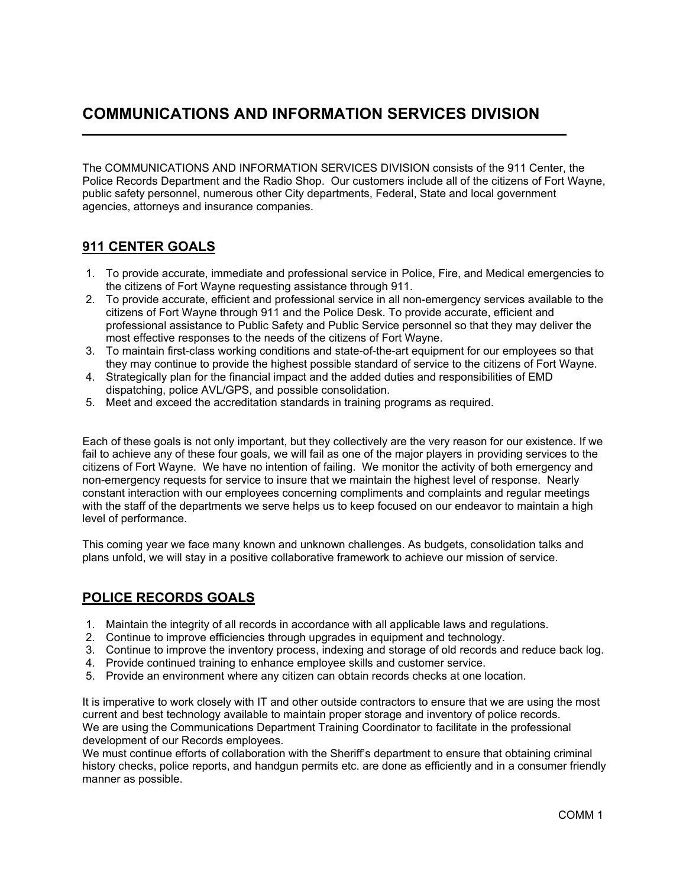# COMMUNICATIONS AND INFORMATION SERVICES DIVISION

The COMMUNICATIONS AND INFORMATION SERVICES DIVISION consists of the 911 Center, the Police Records Department and the Radio Shop. Our customers include all of the citizens of Fort Wayne, public safety personnel, numerous other City departments, Federal, State and local government agencies, attorneys and insurance companies.

## 911 CENTER GOALS

1. To provide accurate, immediate and professional service in Police, Fire, and Medical emergencies to the citizens of Fort Wayne requesting assistance through 911.
2. To provide accurate, efficient and professional service in all non-emergency services available to the citizens of Fort Wayne through 911 and the Police Desk. To provide accurate, efficient and professional assistance to Public Safety and Public Service personnel so that they may deliver the most effective responses to the needs of the citizens of Fort Wayne.
3. To maintain first-class working conditions and state-of-the-art equipment for our employees so that they may continue to provide the highest possible standard of service to the citizens of Fort Wayne.
4. Strategically plan for the financial impact and the added duties and responsibilities of EMD dispatching, police AVL/GPS, and possible consolidation.
5. Meet and exceed the accreditation standards in training programs as required.

Each of these goals is not only important, but they collectively are the very reason for our existence. If we fail to achieve any of these four goals, we will fail as one of the major players in providing services to the citizens of Fort Wayne. We have no intention of failing. We monitor the activity of both emergency and non-emergency requests for service to insure that we maintain the highest level of response. Nearly constant interaction with our employees concerning compliments and complaints and regular meetings with the staff of the departments we serve helps us to keep focused on our endeavor to maintain a high level of performance.

This coming year we face many known and unknown challenges. As budgets, consolidation talks and plans unfold, we will stay in a positive collaborative framework to achieve our mission of service.

## POLICE RECORDS GOALS

1. Maintain the integrity of all records in accordance with all applicable laws and regulations.
2. Continue to improve efficiencies through upgrades in equipment and technology.
3. Continue to improve the inventory process, indexing and storage of old records and reduce back log.
4. Provide continued training to enhance employee skills and customer service.
5. Provide an environment where any citizen can obtain records checks at one location.

It is imperative to work closely with IT and other outside contractors to ensure that we are using the most current and best technology available to maintain proper storage and inventory of police records.
We are using the Communications Department Training Coordinator to facilitate in the professional development of our Records employees.
We must continue efforts of collaboration with the Sheriff's department to ensure that obtaining criminal history checks, police reports, and handgun permits etc. are done as efficiently and in a consumer friendly manner as possible.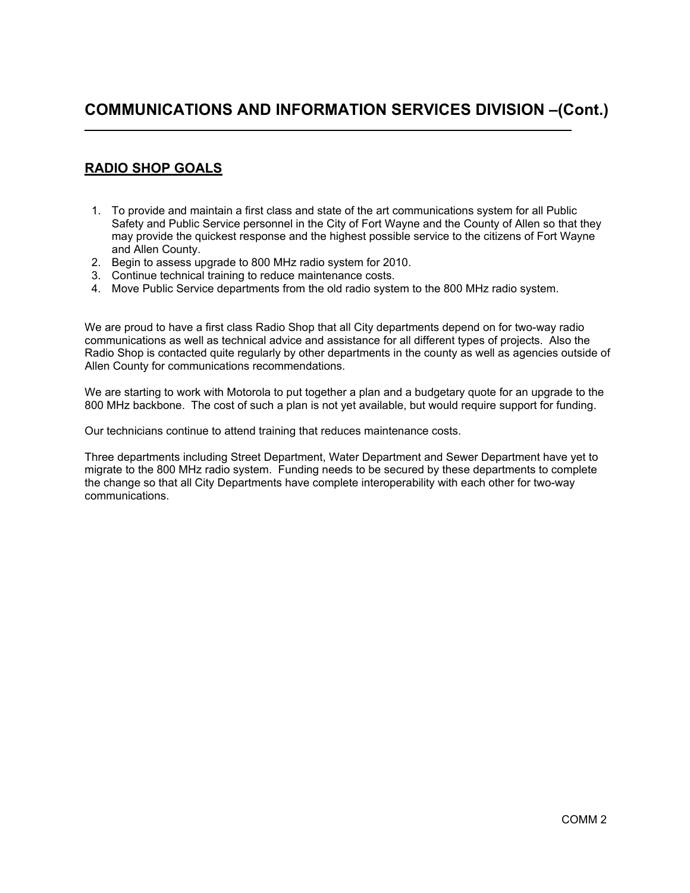# COMMUNICATIONS AND INFORMATION SERVICES DIVISION –(Cont.)

## RADIO SHOP GOALS

1. To provide and maintain a first class and state of the art communications system for all Public Safety and Public Service personnel in the City of Fort Wayne and the County of Allen so that they may provide the quickest response and the highest possible service to the citizens of Fort Wayne and Allen County.
2. Begin to assess upgrade to 800 MHz radio system for 2010.
3. Continue technical training to reduce maintenance costs.
4. Move Public Service departments from the old radio system to the 800 MHz radio system.

We are proud to have a first class Radio Shop that all City departments depend on for two-way radio communications as well as technical advice and assistance for all different types of projects. Also the Radio Shop is contacted quite regularly by other departments in the county as well as agencies outside of Allen County for communications recommendations.

We are starting to work with Motorola to put together a plan and a budgetary quote for an upgrade to the 800 MHz backbone. The cost of such a plan is not yet available, but would require support for funding.

Our technicians continue to attend training that reduces maintenance costs.

Three departments including Street Department, Water Department and Sewer Department have yet to migrate to the 800 MHz radio system. Funding needs to be secured by these departments to complete the change so that all City Departments have complete interoperability with each other for two-way communications.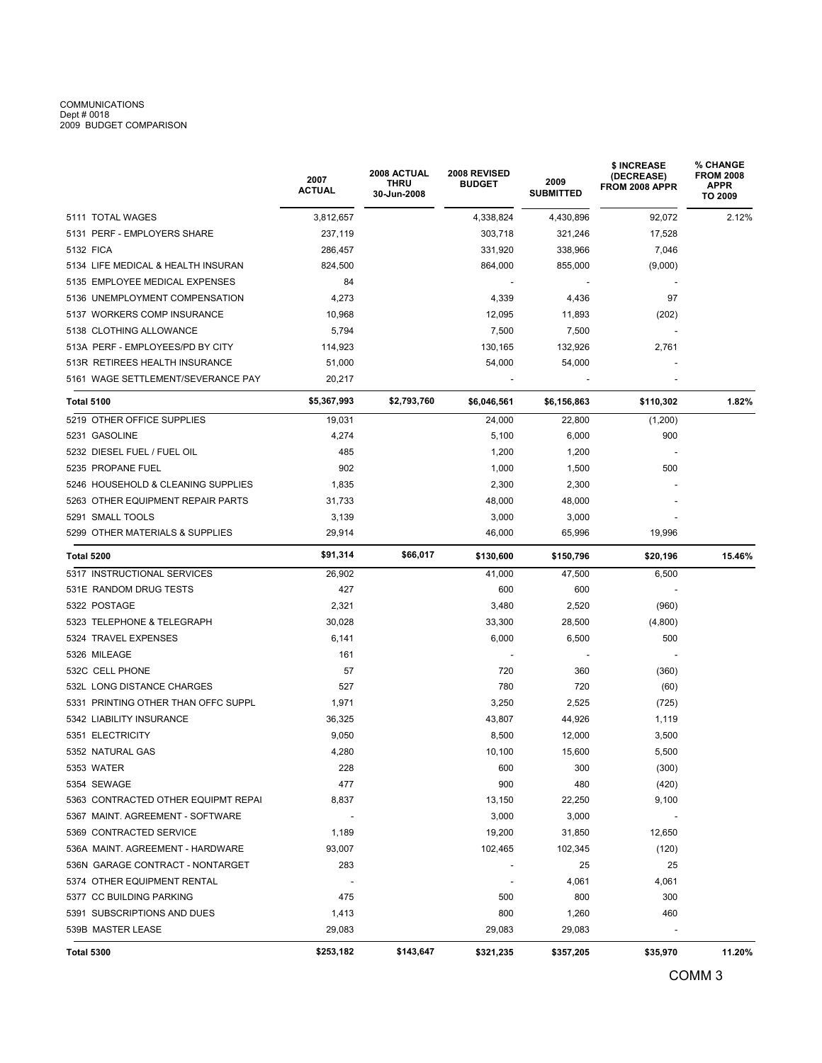COMMUNICATIONS
Dept # 0018
2009 BUDGET COMPARISON

| | 2007 ACTUAL | 2008 ACTUAL THRU 30-Jun-2008 | 2008 REVISED BUDGET | 2009 SUBMITTED | $ INCREASE (DECREASE) FROM 2008 APPR | % CHANGE FROM 2008 APPR TO 2009 |
|---|---|---|---|---|---|---|
| 5111 TOTAL WAGES | 3,812,657 | | 4,338,824 | 4,430,896 | 92,072 | 2.12% |
| 5131 PERF - EMPLOYERS SHARE | 237,119 | | 303,718 | 321,246 | 17,528 | |
| 5132 FICA | 286,457 | | 331,920 | 338,966 | 7,046 | |
| 5134 LIFE MEDICAL & HEALTH INSURAN | 824,500 | | 864,000 | 855,000 | (9,000) | |
| 5135 EMPLOYEE MEDICAL EXPENSES | 84 | | - | - | - | |
| 5136 UNEMPLOYMENT COMPENSATION | 4,273 | | 4,339 | 4,436 | 97 | |
| 5137 WORKERS COMP INSURANCE | 10,968 | | 12,095 | 11,893 | (202) | |
| 5138 CLOTHING ALLOWANCE | 5,794 | | 7,500 | 7,500 | - | |
| 513A PERF - EMPLOYEES/PD BY CITY | 114,923 | | 130,165 | 132,926 | 2,761 | |
| 513R RETIREES HEALTH INSURANCE | 51,000 | | 54,000 | 54,000 | - | |
| 5161 WAGE SETTLEMENT/SEVERANCE PAY | 20,217 | | - | - | - | |
| **Total 5100** | **$5,367,993** | **$2,793,760** | **$6,046,561** | **$6,156,863** | **$110,302** | **1.82%** |
| 5219 OTHER OFFICE SUPPLIES | 19,031 | | 24,000 | 22,800 | (1,200) | |
| 5231 GASOLINE | 4,274 | | 5,100 | 6,000 | 900 | |
| 5232 DIESEL FUEL / FUEL OIL | 485 | | 1,200 | 1,200 | - | |
| 5235 PROPANE FUEL | 902 | | 1,000 | 1,500 | 500 | |
| 5246 HOUSEHOLD & CLEANING SUPPLIES | 1,835 | | 2,300 | 2,300 | - | |
| 5263 OTHER EQUIPMENT REPAIR PARTS | 31,733 | | 48,000 | 48,000 | - | |
| 5291 SMALL TOOLS | 3,139 | | 3,000 | 3,000 | - | |
| 5299 OTHER MATERIALS & SUPPLIES | 29,914 | | 46,000 | 65,996 | 19,996 | |
| **Total 5200** | **$91,314** | **$66,017** | **$130,600** | **$150,796** | **$20,196** | **15.46%** |
| 5317 INSTRUCTIONAL SERVICES | 26,902 | | 41,000 | 47,500 | 6,500 | |
| 531E RANDOM DRUG TESTS | 427 | | 600 | 600 | - | |
| 5322 POSTAGE | 2,321 | | 3,480 | 2,520 | (960) | |
| 5323 TELEPHONE & TELEGRAPH | 30,028 | | 33,300 | 28,500 | (4,800) | |
| 5324 TRAVEL EXPENSES | 6,141 | | 6,000 | 6,500 | 500 | |
| 5326 MILEAGE | 161 | | - | - | - | |
| 532C CELL PHONE | 57 | | 720 | 360 | (360) | |
| 532L LONG DISTANCE CHARGES | 527 | | 780 | 720 | (60) | |
| 5331 PRINTING OTHER THAN OFFC SUPPL | 1,971 | | 3,250 | 2,525 | (725) | |
| 5342 LIABILITY INSURANCE | 36,325 | | 43,807 | 44,926 | 1,119 | |
| 5351 ELECTRICITY | 9,050 | | 8,500 | 12,000 | 3,500 | |
| 5352 NATURAL GAS | 4,280 | | 10,100 | 15,600 | 5,500 | |
| 5353 WATER | 228 | | 600 | 300 | (300) | |
| 5354 SEWAGE | 477 | | 900 | 480 | (420) | |
| 5363 CONTRACTED OTHER EQUIPMT REPAI | 8,837 | | 13,150 | 22,250 | 9,100 | |
| 5367 MAINT. AGREEMENT - SOFTWARE | - | | 3,000 | 3,000 | - | |
| 5369 CONTRACTED SERVICE | 1,189 | | 19,200 | 31,850 | 12,650 | |
| 536A MAINT. AGREEMENT - HARDWARE | 93,007 | | 102,465 | 102,345 | (120) | |
| 536N GARAGE CONTRACT - NONTARGET | 283 | | - | 25 | 25 | |
| 5374 OTHER EQUIPMENT RENTAL | - | | - | 4,061 | 4,061 | |
| 5377 CC BUILDING PARKING | 475 | | 500 | 800 | 300 | |
| 5391 SUBSCRIPTIONS AND DUES | 1,413 | | 800 | 1,260 | 460 | |
| 539B MASTER LEASE | 29,083 | | 29,083 | 29,083 | - | |
| **Total 5300** | **$253,182** | **$143,647** | **$321,235** | **$357,205** | **$35,970** | **11.20%** |

COMM 3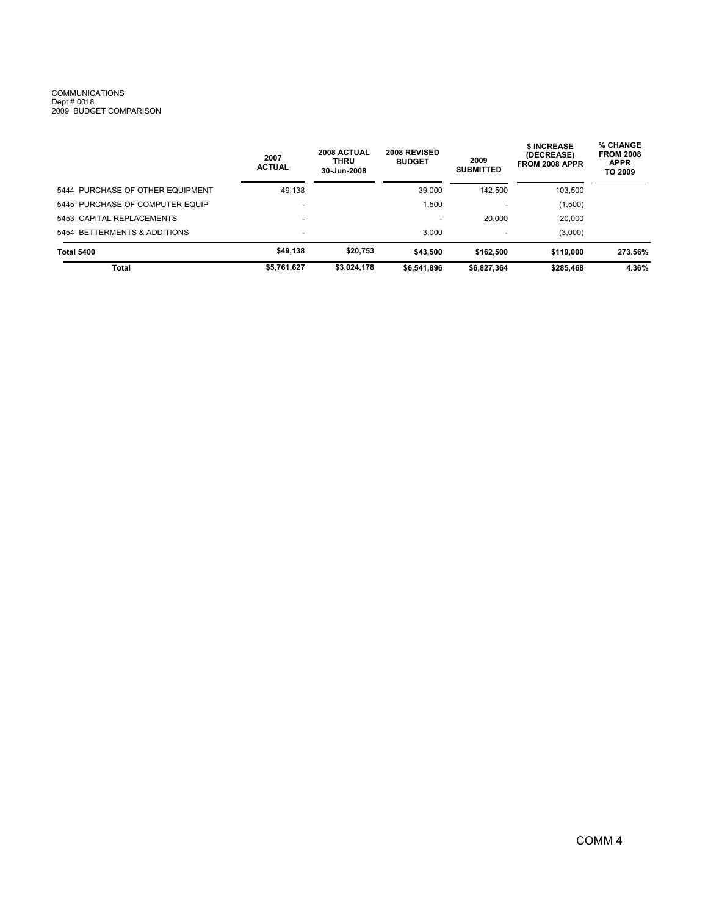COMMUNICATIONS
Dept # 0018
2009 BUDGET COMPARISON

| | 2007 ACTUAL | 2008 ACTUAL THRU 30-Jun-2008 | 2008 REVISED BUDGET | 2009 SUBMITTED | $ INCREASE (DECREASE) FROM 2008 APPR | % CHANGE FROM 2008 APPR TO 2009 |
|---|---|---|---|---|---|---|
| 5444 PURCHASE OF OTHER EQUIPMENT | 49,138 | | 39,000 | 142,500 | 103,500 | |
| 5445 PURCHASE OF COMPUTER EQUIP | - | | 1,500 | - | (1,500) | |
| 5453 CAPITAL REPLACEMENTS | - | | - | 20,000 | 20,000 | |
| 5454 BETTERMENTS & ADDITIONS | - | | 3,000 | - | (3,000) | |
| **Total 5400** | **$49,138** | **$20,753** | **$43,500** | **$162,500** | **$119,000** | **273.56%** |
| **Total** | **$5,761,627** | **$3,024,178** | **$6,541,896** | **$6,827,364** | **$285,468** | **4.36%** |

COMM 4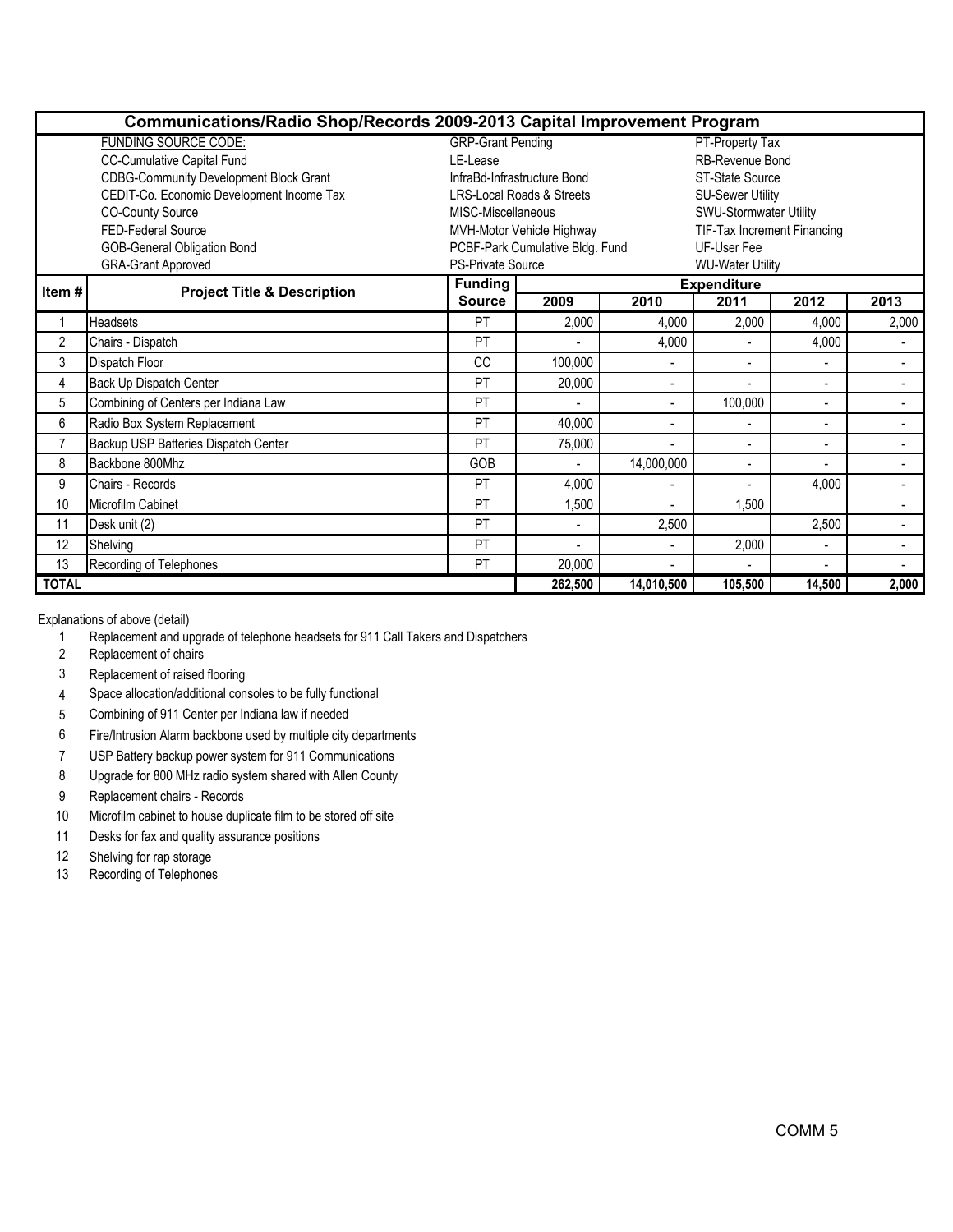# Communications/Radio Shop/Records 2009-2013 Capital Improvement Program

| FUNDING SOURCE CODE: | | |
|---|---|---|
| CC-Cumulative Capital Fund | GRP-Grant Pending | PT-Property Tax |
| CDBG-Community Development Block Grant | LE-Lease | RB-Revenue Bond |
| CEDIT-Co. Economic Development Income Tax | InfraBd-Infrastructure Bond | ST-State Source |
| CO-County Source | LRS-Local Roads & Streets | SU-Sewer Utility |
| FED-Federal Source | MISC-Miscellaneous | SWU-Stormwater Utility |
| GOB-General Obligation Bond | MVH-Motor Vehicle Highway | TIF-Tax Increment Financing |
| GRA-Grant Approved | PCBF-Park Cumulative Bldg. Fund | UF-User Fee |
| | PS-Private Source | WU-Water Utility |

| Item # | Project Title & Description | Funding Source | Expenditure | | | | |
|---|---|---|---|---|---|---|---|
| | | | 2009 | 2010 | 2011 | 2012 | 2013 |
| 1 | Headsets | PT | 2,000 | 4,000 | 2,000 | 4,000 | 2,000 |
| 2 | Chairs - Dispatch | PT | - | 4,000 | - | 4,000 | - |
| 3 | Dispatch Floor | CC | 100,000 | - | - | - | - |
| 4 | Back Up Dispatch Center | PT | 20,000 | - | - | - | - |
| 5 | Combining of Centers per Indiana Law | PT | - | - | 100,000 | - | - |
| 6 | Radio Box System Replacement | PT | 40,000 | - | - | - | - |
| 7 | Backup USP Batteries Dispatch Center | PT | 75,000 | - | - | - | - |
| 8 | Backbone 800Mhz | GOB | - | 14,000,000 | - | - | - |
| 9 | Chairs - Records | PT | 4,000 | - | - | 4,000 | - |
| 10 | Microfilm Cabinet | PT | 1,500 | - | 1,500 | | - |
| 11 | Desk unit (2) | PT | - | 2,500 | | 2,500 | - |
| 12 | Shelving | PT | - | - | 2,000 | - | - |
| 13 | Recording of Telephones | PT | 20,000 | - | - | - | - |
| **TOTAL** | | | **262,500** | **14,010,500** | **105,500** | **14,500** | **2,000** |

Explanations of above (detail)

1. Replacement and upgrade of telephone headsets for 911 Call Takers and Dispatchers
2. Replacement of chairs
3. Replacement of raised flooring
4. Space allocation/additional consoles to be fully functional
5. Combining of 911 Center per Indiana law if needed
6. Fire/Intrusion Alarm backbone used by multiple city departments
7. USP Battery backup power system for 911 Communications
8. Upgrade for 800 MHz radio system shared with Allen County
9. Replacement chairs - Records
10. Microfilm cabinet to house duplicate film to be stored off site
11. Desks for fax and quality assurance positions
12. Shelving for rap storage
13. Recording of Telephones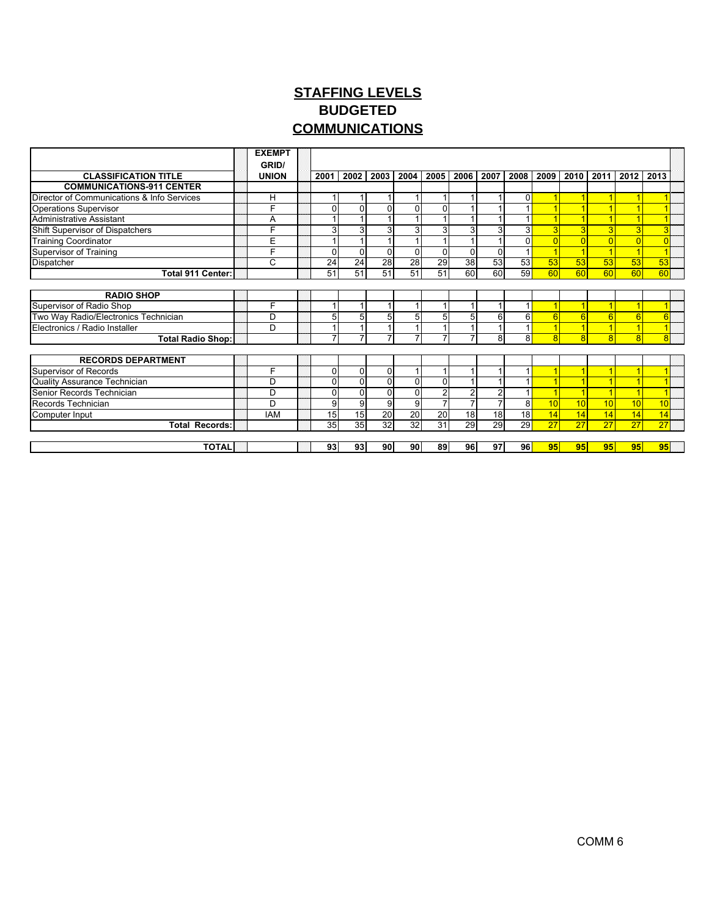# STAFFING LEVELS
# BUDGETED
# COMMUNICATIONS

| CLASSIFICATION TITLE | EXEMPT GRID/ UNION | 2001 | 2002 | 2003 | 2004 | 2005 | 2006 | 2007 | 2008 | 2009 | 2010 | 2011 | 2012 | 2013 |
|---|---|---|---|---|---|---|---|---|---|---|---|---|---|---|
| **COMMUNICATIONS-911 CENTER** | | | | | | | | | | | | | | |
| Director of Communications & Info Services | H | 1 | 1 | 1 | 1 | 1 | 1 | 1 | 0 | 1 | 1 | 1 | 1 | 1 |
| Operations Supervisor | F | 0 | 0 | 0 | 0 | 0 | 1 | 1 | 1 | 1 | 1 | 1 | 1 | 1 |
| Administrative Assistant | A | 1 | 1 | 1 | 1 | 1 | 1 | 1 | 1 | 1 | 1 | 1 | 1 | 1 |
| Shift Supervisor of Dispatchers | F | 3 | 3 | 3 | 3 | 3 | 3 | 3 | 3 | 3 | 3 | 3 | 3 | 3 |
| Training Coordinator | E | 1 | 1 | 1 | 1 | 1 | 1 | 1 | 0 | 0 | 0 | 0 | 0 | 0 |
| Supervisor of Training | F | 0 | 0 | 0 | 0 | 0 | 0 | 0 | 1 | 1 | 1 | 1 | 1 | 1 |
| Dispatcher | C | 24 | 24 | 28 | 28 | 29 | 38 | 53 | 53 | 53 | 53 | 53 | 53 | 53 |
| **Total 911 Center:** | | 51 | 51 | 51 | 51 | 51 | 60 | 60 | 59 | 60 | 60 | 60 | 60 | 60 |
| **RADIO SHOP** | | | | | | | | | | | | | | |
| Supervisor of Radio Shop | F | 1 | 1 | 1 | 1 | 1 | 1 | 1 | 1 | 1 | 1 | 1 | 1 | 1 |
| Two Way Radio/Electronics Technician | D | 5 | 5 | 5 | 5 | 5 | 5 | 6 | 6 | 6 | 6 | 6 | 6 | 6 |
| Electronics / Radio Installer | D | 1 | 1 | 1 | 1 | 1 | 1 | 1 | 1 | 1 | 1 | 1 | 1 | 1 |
| **Total Radio Shop:** | | 7 | 7 | 7 | 7 | 7 | 7 | 8 | 8 | 8 | 8 | 8 | 8 | 8 |
| **RECORDS DEPARTMENT** | | | | | | | | | | | | | | |
| Supervisor of Records | F | 0 | 0 | 0 | 1 | 1 | 1 | 1 | 1 | 1 | 1 | 1 | 1 | 1 |
| Quality Assurance Technician | D | 0 | 0 | 0 | 0 | 0 | 1 | 1 | 1 | 1 | 1 | 1 | 1 | 1 |
| Senior Records Technician | D | 0 | 0 | 0 | 0 | 2 | 2 | 2 | 1 | 1 | 1 | 1 | 1 | 1 |
| Records Technician | D | 9 | 9 | 9 | 9 | 7 | 7 | 7 | 8 | 10 | 10 | 10 | 10 | 10 |
| Computer Input | IAM | 15 | 15 | 20 | 20 | 20 | 18 | 18 | 18 | 14 | 14 | 14 | 14 | 14 |
| **Total Records:** | | 35 | 35 | 32 | 32 | 31 | 29 | 29 | 29 | 27 | 27 | 27 | 27 | 27 |
| **TOTAL** | | **93** | **93** | **90** | **90** | **89** | **96** | **97** | **96** | **95** | **95** | **95** | **95** | **95** |

COMM 6